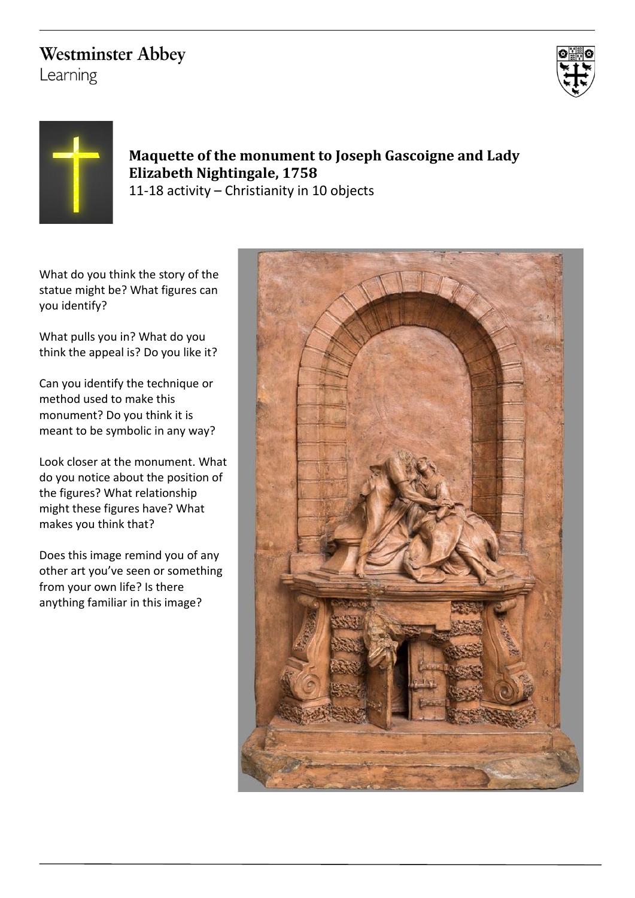Westminster Abbey
Learning

## Maquette of the monument to Joseph Gascoigne and Lady Elizabeth Nightingale, 1758

11-18 activity – Christianity in 10 objects

What do you think the story of the statue might be? What figures can you identify?

What pulls you in? What do you think the appeal is? Do you like it?

Can you identify the technique or method used to make this monument? Do you think it is meant to be symbolic in any way?

Look closer at the monument. What do you notice about the position of the figures? What relationship might these figures have? What makes you think that?

Does this image remind you of any other art you've seen or something from your own life? Is there anything familiar in this image?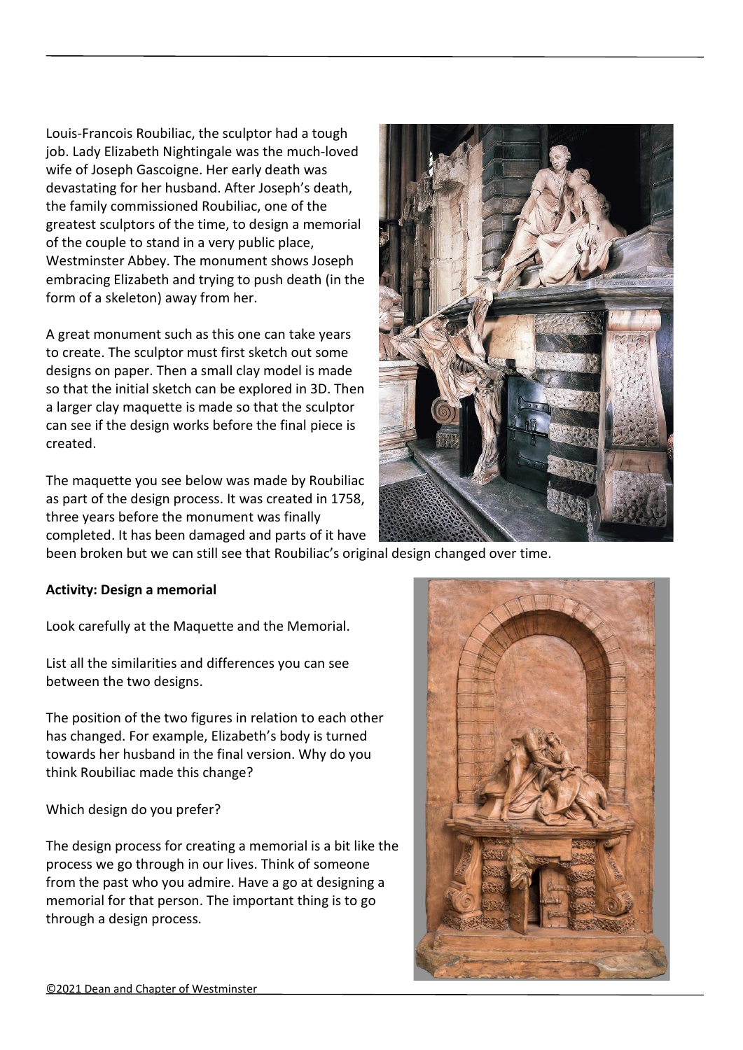Louis-Francois Roubiliac, the sculptor had a tough job. Lady Elizabeth Nightingale was the much-loved wife of Joseph Gascoigne. Her early death was devastating for her husband. After Joseph's death, the family commissioned Roubiliac, one of the greatest sculptors of the time, to design a memorial of the couple to stand in a very public place, Westminster Abbey. The monument shows Joseph embracing Elizabeth and trying to push death (in the form of a skeleton) away from her.

A great monument such as this one can take years to create. The sculptor must first sketch out some designs on paper. Then a small clay model is made so that the initial sketch can be explored in 3D. Then a larger clay maquette is made so that the sculptor can see if the design works before the final piece is created.

The maquette you see below was made by Roubiliac as part of the design process. It was created in 1758, three years before the monument was finally completed. It has been damaged and parts of it have been broken but we can still see that Roubiliac's original design changed over time.

**Activity: Design a memorial**

Look carefully at the Maquette and the Memorial.

List all the similarities and differences you can see between the two designs.

The position of the two figures in relation to each other has changed. For example, Elizabeth's body is turned towards her husband in the final version. Why do you think Roubiliac made this change?

Which design do you prefer?

The design process for creating a memorial is a bit like the process we go through in our lives. Think of someone from the past who you admire. Have a go at designing a memorial for that person. The important thing is to go through a design process.

©2021 Dean and Chapter of Westminster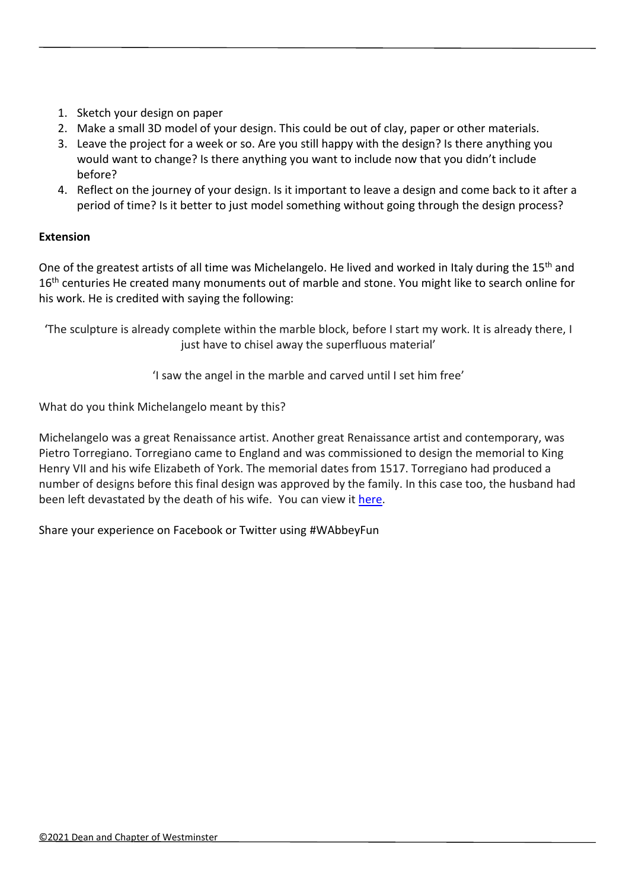1. Sketch your design on paper
2. Make a small 3D model of your design. This could be out of clay, paper or other materials.
3. Leave the project for a week or so. Are you still happy with the design? Is there anything you would want to change? Is there anything you want to include now that you didn't include before?
4. Reflect on the journey of your design. Is it important to leave a design and come back to it after a period of time? Is it better to just model something without going through the design process?

**Extension**

One of the greatest artists of all time was Michelangelo. He lived and worked in Italy during the 15th and 16th centuries He created many monuments out of marble and stone. You might like to search online for his work. He is credited with saying the following:

'The sculpture is already complete within the marble block, before I start my work. It is already there, I just have to chisel away the superfluous material'

'I saw the angel in the marble and carved until I set him free'

What do you think Michelangelo meant by this?

Michelangelo was a great Renaissance artist. Another great Renaissance artist and contemporary, was Pietro Torregiano. Torregiano came to England and was commissioned to design the memorial to King Henry VII and his wife Elizabeth of York. The memorial dates from 1517. Torregiano had produced a number of designs before this final design was approved by the family. In this case too, the husband had been left devastated by the death of his wife. You can view it here.

Share your experience on Facebook or Twitter using #WAbbeyFun

©2021 Dean and Chapter of Westminster